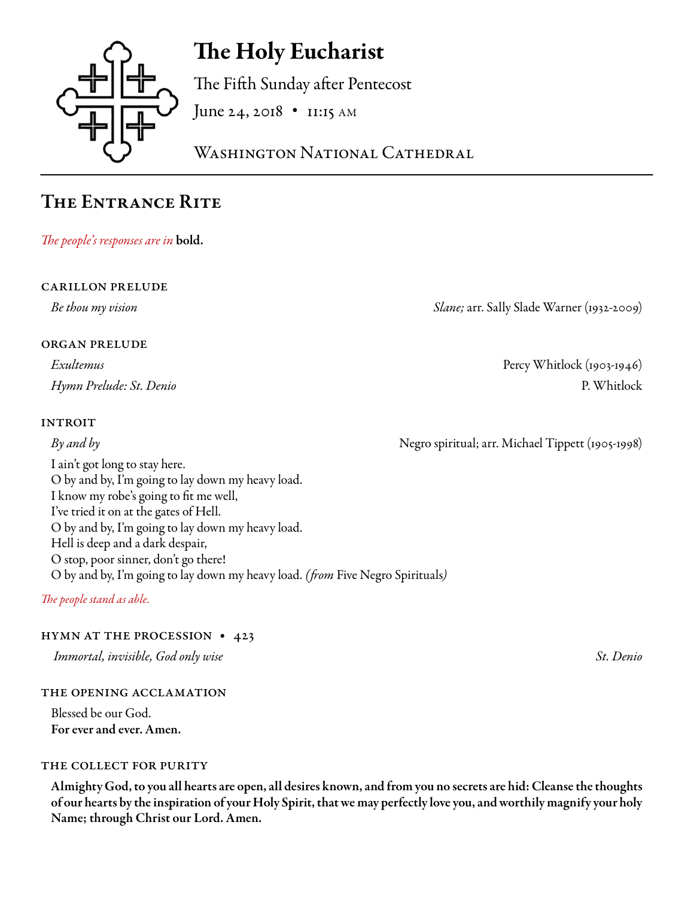# The Holy Eucharist

The Fifth Sunday after Pentecost

June 24, 2018 • 11:15 AM

Washington National Cathedral

## The Entrance Rite

*The people's responses are in* **bold.**

### CARILLON PRELUDE

*Be thou my vision* — *Slane;* arr. Sally Slade Warner (1932-2009)

### ORGAN PRELUDE

*Exultemus* — Percy Whitlock (1903-1946)

*Hymn Prelude: St. Denio* — P. Whitlock

### INTROIT

*By and by* — Negro spiritual; arr. Michael Tippett (1905-1998)

I ain't got long to stay here.
O by and by, I'm going to lay down my heavy load.
I know my robe's going to fit me well,
I've tried it on at the gates of Hell.
O by and by, I'm going to lay down my heavy load.
Hell is deep and a dark despair,
O stop, poor sinner, don't go there!
O by and by, I'm going to lay down my heavy load. *(from* Five Negro Spirituals*)*

*The people stand as able.*

### HYMN AT THE PROCESSION • 423

*Immortal, invisible, God only wise* — *St. Denio*

### THE OPENING ACCLAMATION

Blessed be our God.
**For ever and ever. Amen.**

### THE COLLECT FOR PURITY

**Almighty God, to you all hearts are open, all desires known, and from you no secrets are hid: Cleanse the thoughts of our hearts by the inspiration of your Holy Spirit, that we may perfectly love you, and worthily magnify your holy Name; through Christ our Lord. Amen.**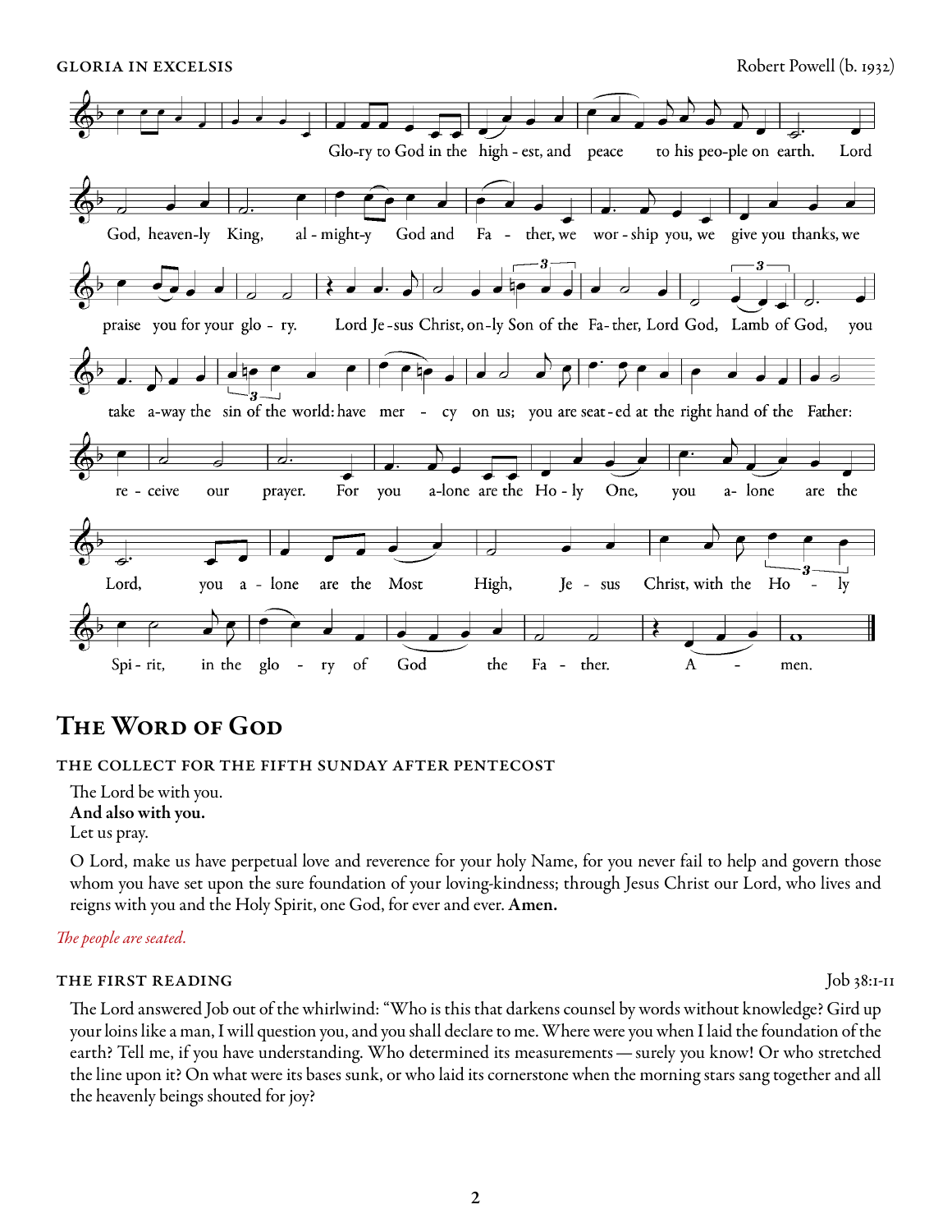GLORIA IN EXCELSIS

Robert Powell (b. 1932)

Glo-ry to God in the high - est, and peace to his peo-ple on earth. Lord God, heaven-ly King, al - might-y God and Fa - ther, we wor - ship you, we give you thanks, we praise you for your glo - ry. Lord Je - sus Christ, on-ly Son of the Fa- ther, Lord God, Lamb of God, you take a-way the sin of the world: have mer - cy on us; you are seat - ed at the right hand of the Father: re - ceive our prayer. For you a-lone are the Ho - ly One, you a- lone are the Lord, you a - lone are the Most High, Je - sus Christ, with the Ho - ly Spi - rit, in the glo - ry of God the Fa - ther. A - men.

# The Word of God

### THE COLLECT FOR THE FIFTH SUNDAY AFTER PENTECOST

The Lord be with you.
**And also with you.**
Let us pray.

O Lord, make us have perpetual love and reverence for your holy Name, for you never fail to help and govern those whom you have set upon the sure foundation of your loving-kindness; through Jesus Christ our Lord, who lives and reigns with you and the Holy Spirit, one God, for ever and ever. **Amen.**

*The people are seated.*

### THE FIRST READING

Job 38:1-11

The Lord answered Job out of the whirlwind: "Who is this that darkens counsel by words without knowledge? Gird up your loins like a man, I will question you, and you shall declare to me. Where were you when I laid the foundation of the earth? Tell me, if you have understanding. Who determined its measurements — surely you know! Or who stretched the line upon it? On what were its bases sunk, or who laid its cornerstone when the morning stars sang together and all the heavenly beings shouted for joy?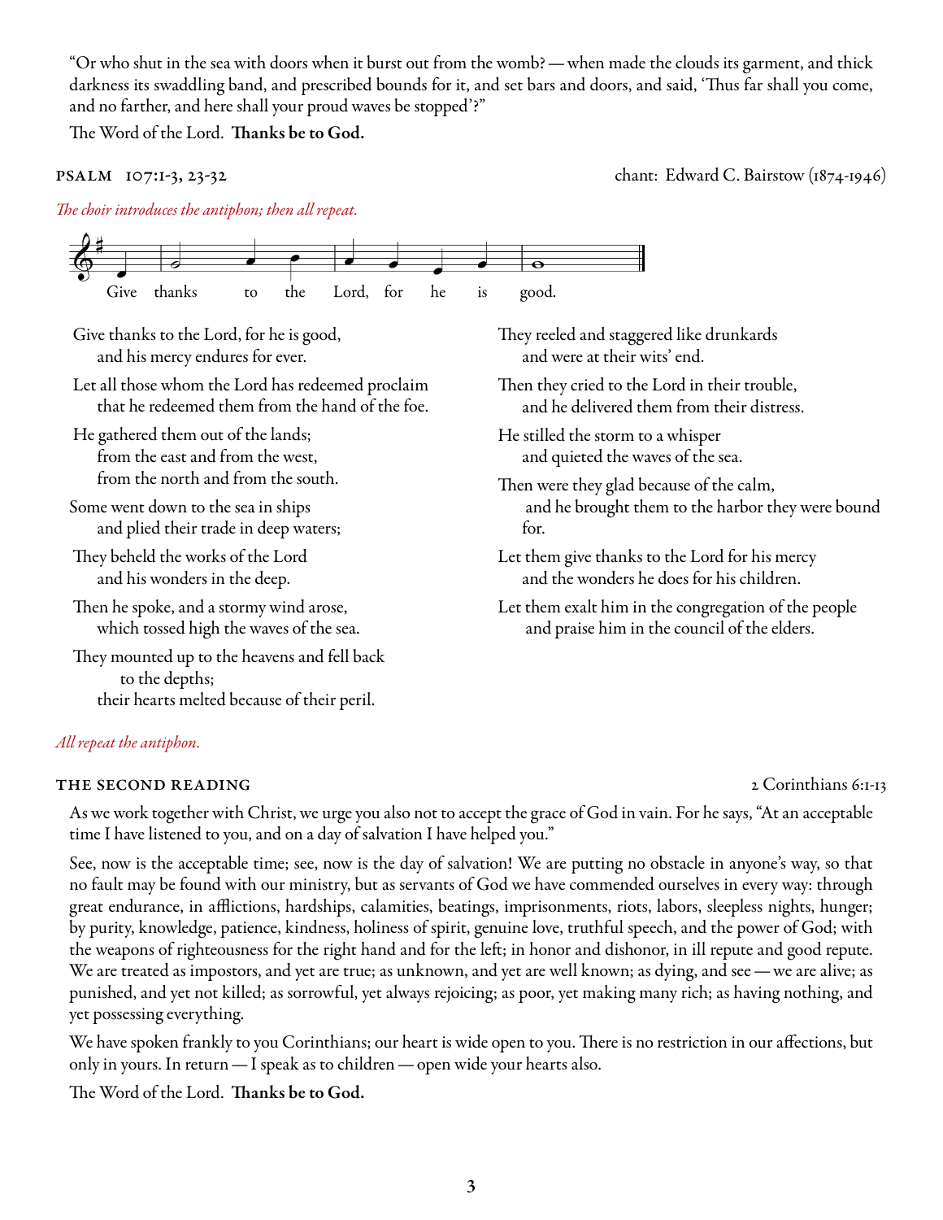"Or who shut in the sea with doors when it burst out from the womb? — when made the clouds its garment, and thick darkness its swaddling band, and prescribed bounds for it, and set bars and doors, and said, 'Thus far shall you come, and no farther, and here shall your proud waves be stopped'?"

The Word of the Lord. **Thanks be to God.**

### PSALM 107:1-3, 23-32

chant: Edward C. Bairstow (1874-1946)

*The choir introduces the antiphon; then all repeat.*

Give thanks to the Lord, for he is good.

Give thanks to the Lord, for he is good,
 and his mercy endures for ever.

Let all those whom the Lord has redeemed proclaim
 that he redeemed them from the hand of the foe.

He gathered them out of the lands;
 from the east and from the west,
 from the north and from the south.

Some went down to the sea in ships
 and plied their trade in deep waters;

They beheld the works of the Lord
 and his wonders in the deep.

Then he spoke, and a stormy wind arose,
 which tossed high the waves of the sea.

They mounted up to the heavens and fell back
  to the depths;
 their hearts melted because of their peril.

They reeled and staggered like drunkards
 and were at their wits' end.

Then they cried to the Lord in their trouble,
 and he delivered them from their distress.

He stilled the storm to a whisper
 and quieted the waves of the sea.

Then were they glad because of the calm,
 and he brought them to the harbor they were bound for.

Let them give thanks to the Lord for his mercy
 and the wonders he does for his children.

Let them exalt him in the congregation of the people
 and praise him in the council of the elders.

*All repeat the antiphon.*

### THE SECOND READING

2 Corinthians 6:1-13

As we work together with Christ, we urge you also not to accept the grace of God in vain. For he says, "At an acceptable time I have listened to you, and on a day of salvation I have helped you."

See, now is the acceptable time; see, now is the day of salvation! We are putting no obstacle in anyone's way, so that no fault may be found with our ministry, but as servants of God we have commended ourselves in every way: through great endurance, in afflictions, hardships, calamities, beatings, imprisonments, riots, labors, sleepless nights, hunger; by purity, knowledge, patience, kindness, holiness of spirit, genuine love, truthful speech, and the power of God; with the weapons of righteousness for the right hand and for the left; in honor and dishonor, in ill repute and good repute. We are treated as impostors, and yet are true; as unknown, and yet are well known; as dying, and see — we are alive; as punished, and yet not killed; as sorrowful, yet always rejoicing; as poor, yet making many rich; as having nothing, and yet possessing everything.

We have spoken frankly to you Corinthians; our heart is wide open to you. There is no restriction in our affections, but only in yours. In return — I speak as to children — open wide your hearts also.

The Word of the Lord. **Thanks be to God.**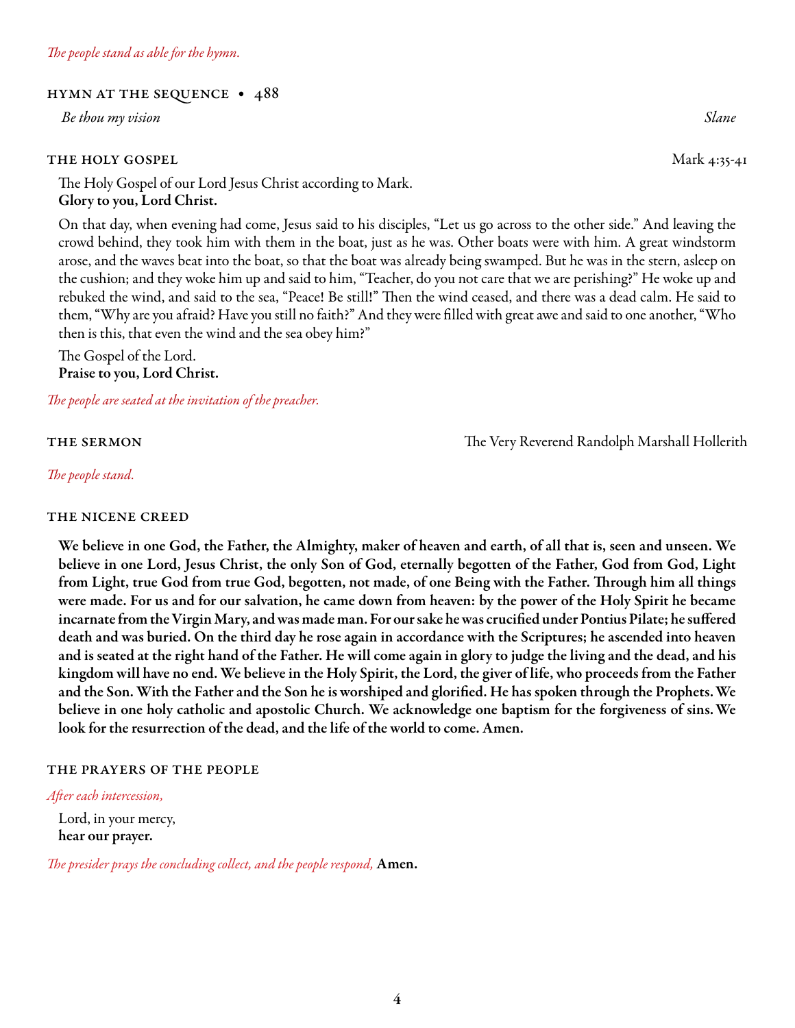*The people stand as able for the hymn.*

## HYMN AT THE SEQUENCE • 488

*Be thou my vision* *Slane*

## THE HOLY GOSPEL Mark 4:35-41

The Holy Gospel of our Lord Jesus Christ according to Mark.
**Glory to you, Lord Christ.**

On that day, when evening had come, Jesus said to his disciples, "Let us go across to the other side." And leaving the crowd behind, they took him with them in the boat, just as he was. Other boats were with him. A great windstorm arose, and the waves beat into the boat, so that the boat was already being swamped. But he was in the stern, asleep on the cushion; and they woke him up and said to him, "Teacher, do you not care that we are perishing?" He woke up and rebuked the wind, and said to the sea, "Peace! Be still!" Then the wind ceased, and there was a dead calm. He said to them, "Why are you afraid? Have you still no faith?" And they were filled with great awe and said to one another, "Who then is this, that even the wind and the sea obey him?"

The Gospel of the Lord.
**Praise to you, Lord Christ.**

*The people are seated at the invitation of the preacher.*

## THE SERMON The Very Reverend Randolph Marshall Hollerith

*The people stand.*

## THE NICENE CREED

**We believe in one God, the Father, the Almighty, maker of heaven and earth, of all that is, seen and unseen. We believe in one Lord, Jesus Christ, the only Son of God, eternally begotten of the Father, God from God, Light from Light, true God from true God, begotten, not made, of one Being with the Father. Through him all things were made. For us and for our salvation, he came down from heaven: by the power of the Holy Spirit he became incarnate from the Virgin Mary, and was made man. For our sake he was crucified under Pontius Pilate; he suffered death and was buried. On the third day he rose again in accordance with the Scriptures; he ascended into heaven and is seated at the right hand of the Father. He will come again in glory to judge the living and the dead, and his kingdom will have no end. We believe in the Holy Spirit, the Lord, the giver of life, who proceeds from the Father and the Son. With the Father and the Son he is worshiped and glorified. He has spoken through the Prophets. We believe in one holy catholic and apostolic Church. We acknowledge one baptism for the forgiveness of sins. We look for the resurrection of the dead, and the life of the world to come. Amen.**

## THE PRAYERS OF THE PEOPLE

*After each intercession,*

Lord, in your mercy,
**hear our prayer.**

*The presider prays the concluding collect, and the people respond,* **Amen.**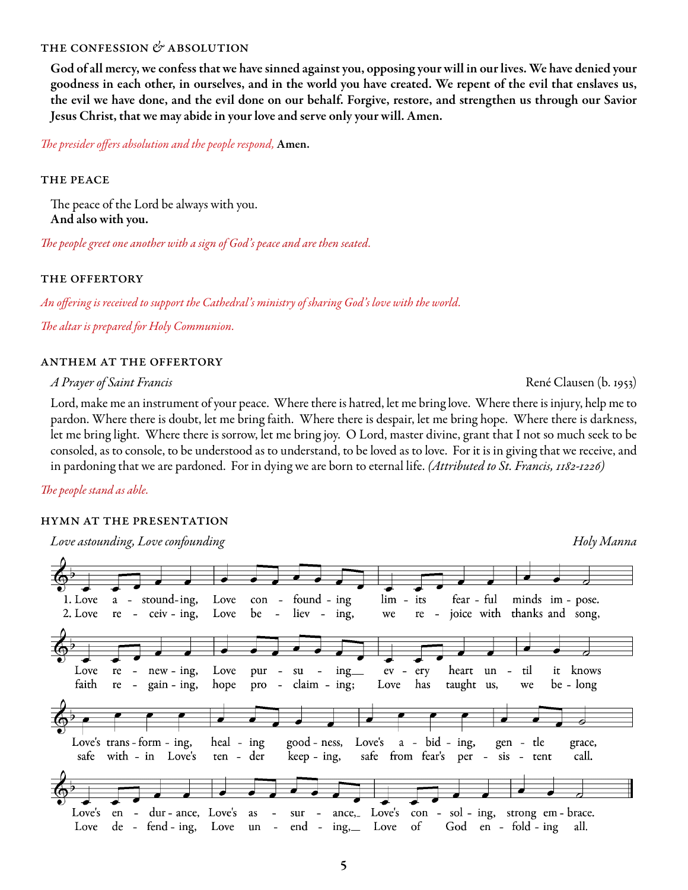### THE CONFESSION & ABSOLUTION

**God of all mercy, we confess that we have sinned against you, opposing your will in our lives. We have denied your goodness in each other, in ourselves, and in the world you have created. We repent of the evil that enslaves us, the evil we have done, and the evil done on our behalf. Forgive, restore, and strengthen us through our Savior Jesus Christ, that we may abide in your love and serve only your will. Amen.**

*The presider offers absolution and the people respond,* **Amen.**

### THE PEACE

The peace of the Lord be always with you.
**And also with you.**

*The people greet one another with a sign of God's peace and are then seated.*

### THE OFFERTORY

*An offering is received to support the Cathedral's ministry of sharing God's love with the world.*

*The altar is prepared for Holy Communion.*

### ANTHEM AT THE OFFERTORY

*A Prayer of Saint Francis* — René Clausen (b. 1953)

Lord, make me an instrument of your peace. Where there is hatred, let me bring love. Where there is injury, help me to pardon. Where there is doubt, let me bring faith. Where there is despair, let me bring hope. Where there is darkness, let me bring light. Where there is sorrow, let me bring joy. O Lord, master divine, grant that I not so much seek to be consoled, as to console, to be understood as to understand, to be loved as to love. For it is in giving that we receive, and in pardoning that we are pardoned. For in dying we are born to eternal life. *(Attributed to St. Francis, 1182-1226)*

*The people stand as able.*

### HYMN AT THE PRESENTATION

*Love astounding, Love confounding* — *Holy Manna*

1. Love astounding, Love confounding limits fearful minds impose.
Love renewing, Love pursuing every heart until it knows
Love's transforming, healing goodness, Love's abiding, gentle grace,
Love's endurance, Love's assurance, Love's consoling, strong embrace.

2. Love receiving, Love believing, we rejoice with thanks and song,
faith regaining, hope proclaiming; Love has taught us, we belong
safe within Love's tender keeping, safe from fear's persistent call.
Love defending, Love unending, Love of God enfolding all.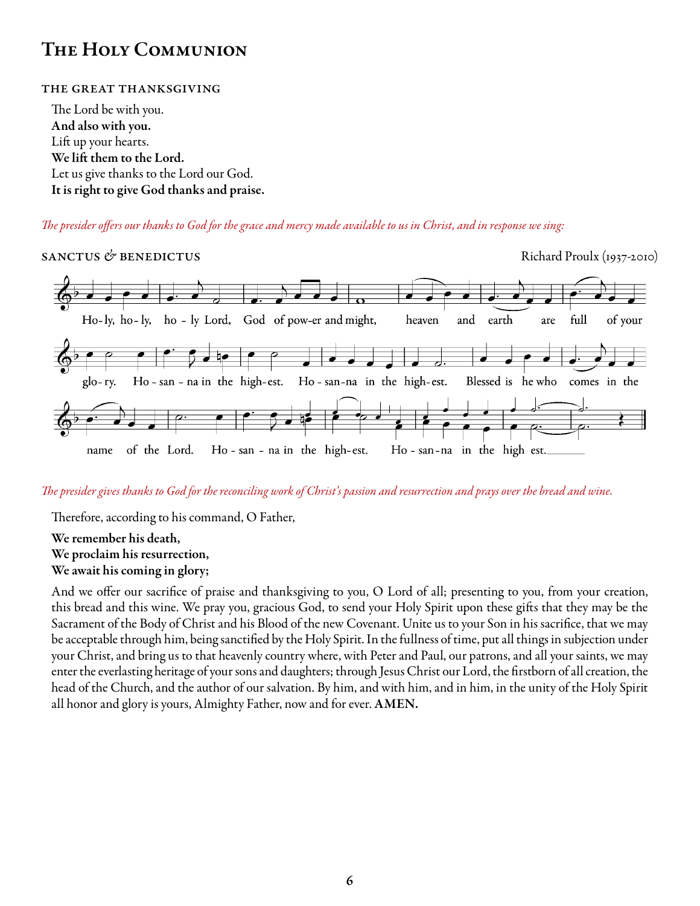# The Holy Communion

## THE GREAT THANKSGIVING

The Lord be with you.
**And also with you.**
Lift up your hearts.
**We lift them to the Lord.**
Let us give thanks to the Lord our God.
**It is right to give God thanks and praise.**

*The presider offers our thanks to God for the grace and mercy made available to us in Christ, and in response we sing:*

## SANCTUS & BENEDICTUS

Richard Proulx (1937-2010)

Ho-ly, ho-ly, ho - ly Lord, God of pow-er and might, heaven and earth are full of your glo-ry. Ho - san - na in the high-est. Ho - san-na in the high-est. Blessed is he who comes in the name of the Lord. Ho - san - na in the high-est. Ho - san-na in the high est.

*The presider gives thanks to God for the reconciling work of Christ's passion and resurrection and prays over the bread and wine.*

Therefore, according to his command, O Father,

**We remember his death,**
**We proclaim his resurrection,**
**We await his coming in glory;**

And we offer our sacrifice of praise and thanksgiving to you, O Lord of all; presenting to you, from your creation, this bread and this wine. We pray you, gracious God, to send your Holy Spirit upon these gifts that they may be the Sacrament of the Body of Christ and his Blood of the new Covenant. Unite us to your Son in his sacrifice, that we may be acceptable through him, being sanctified by the Holy Spirit. In the fullness of time, put all things in subjection under your Christ, and bring us to that heavenly country where, with Peter and Paul, our patrons, and all your saints, we may enter the everlasting heritage of your sons and daughters; through Jesus Christ our Lord, the firstborn of all creation, the head of the Church, and the author of our salvation. By him, and with him, and in him, in the unity of the Holy Spirit all honor and glory is yours, Almighty Father, now and for ever. **AMEN.**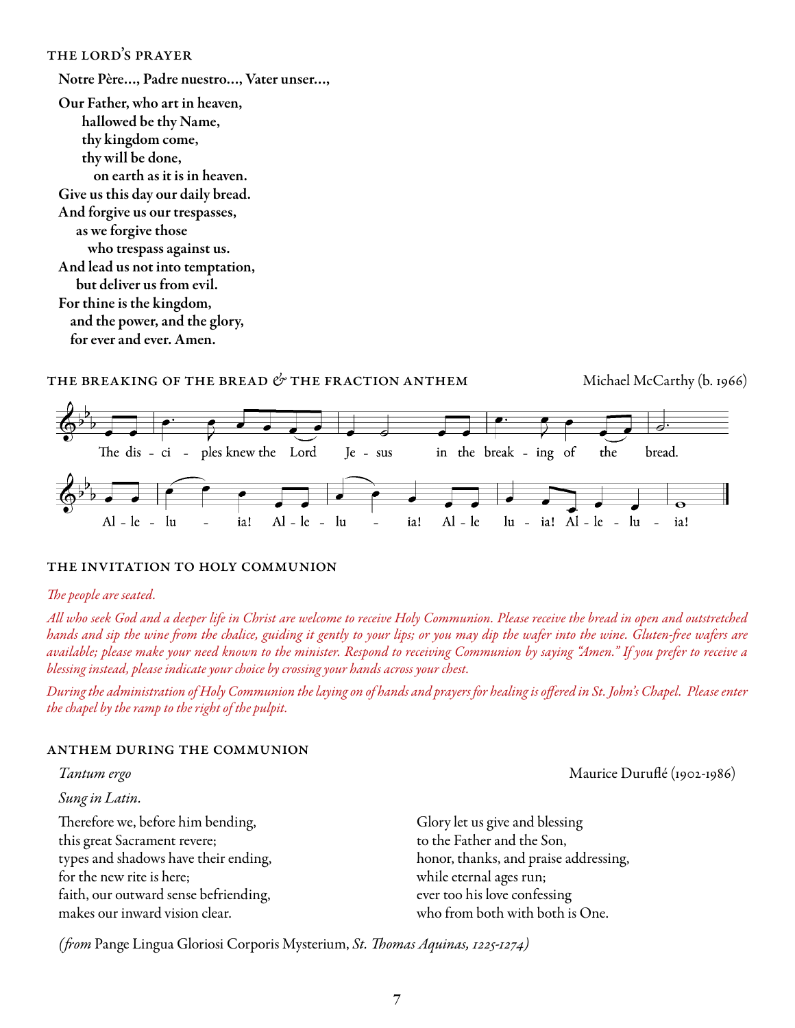## THE LORD'S PRAYER

**Notre Père..., Padre nuestro..., Vater unser...,**

**Our Father, who art in heaven,**
**hallowed be thy Name,**
**thy kingdom come,**
**thy will be done,**
**on earth as it is in heaven.**
**Give us this day our daily bread.**
**And forgive us our trespasses,**
**as we forgive those**
**who trespass against us.**
**And lead us not into temptation,**
**but deliver us from evil.**
**For thine is the kingdom,**
**and the power, and the glory,**
**for ever and ever. Amen.**

## THE BREAKING OF THE BREAD & THE FRACTION ANTHEM

Michael McCarthy (b. 1966)

The dis - ci - ples knew the Lord Je - sus in the break - ing of the bread.

Al - le - lu - ia! Al - le - lu - ia! Al - le lu - ia! Al - le - lu - ia!

## THE INVITATION TO HOLY COMMUNION

*The people are seated.*

*All who seek God and a deeper life in Christ are welcome to receive Holy Communion. Please receive the bread in open and outstretched hands and sip the wine from the chalice, guiding it gently to your lips; or you may dip the wafer into the wine. Gluten-free wafers are available; please make your need known to the minister. Respond to receiving Communion by saying "Amen." If you prefer to receive a blessing instead, please indicate your choice by crossing your hands across your chest.*

*During the administration of Holy Communion the laying on of hands and prayers for healing is offered in St. John's Chapel. Please enter the chapel by the ramp to the right of the pulpit.*

## ANTHEM DURING THE COMMUNION

*Tantum ergo* — Maurice Duruflé (1902-1986)

*Sung in Latin.*

Therefore we, before him bending,
this great Sacrament revere;
types and shadows have their ending,
for the new rite is here;
faith, our outward sense befriending,
makes our inward vision clear.

Glory let us give and blessing
to the Father and the Son,
honor, thanks, and praise addressing,
while eternal ages run;
ever too his love confessing
who from both with both is One.

*(from* Pange Lingua Gloriosi Corporis Mysterium, *St. Thomas Aquinas, 1225-1274)*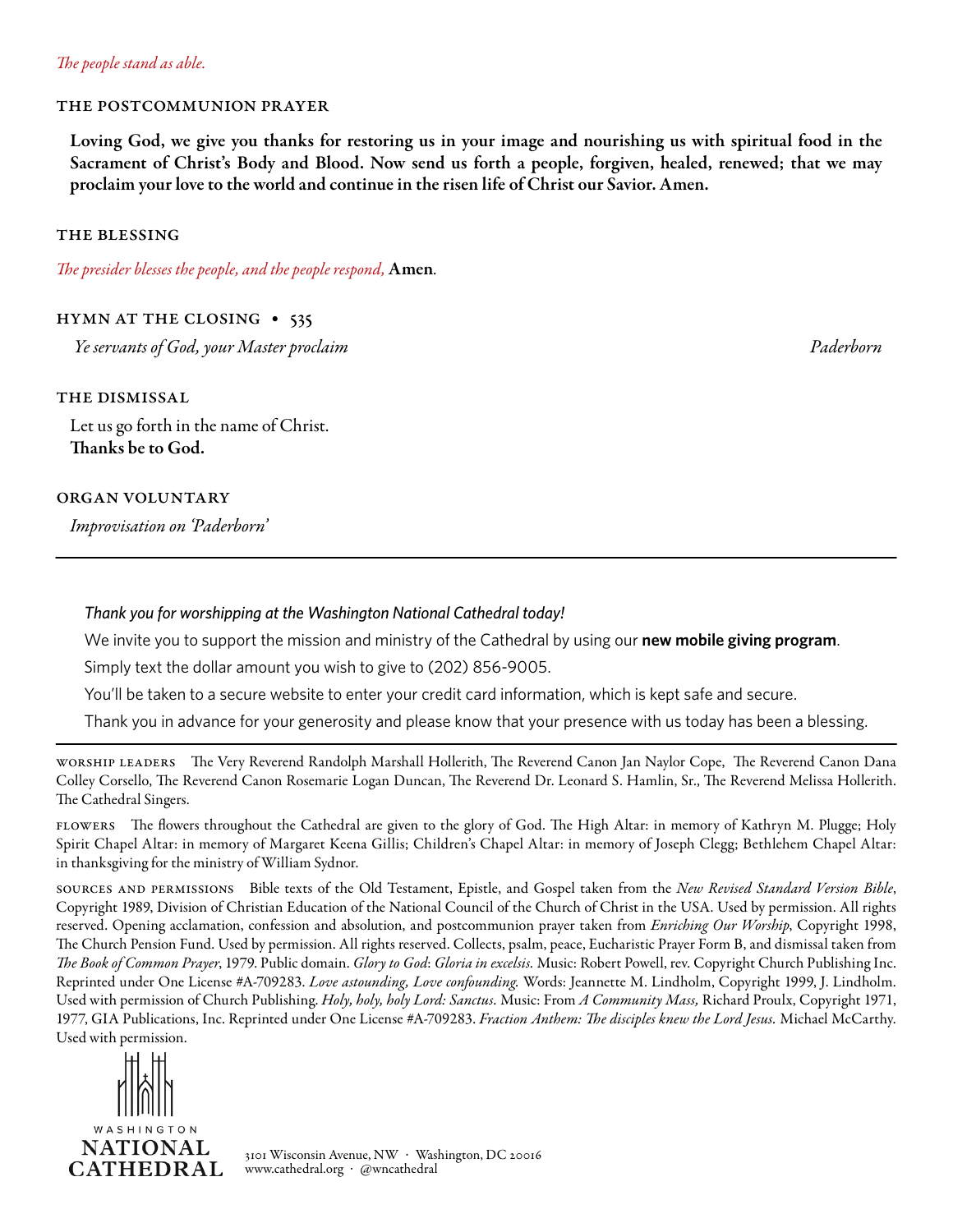*The people stand as able.*

## THE POSTCOMMUNION PRAYER

**Loving God, we give you thanks for restoring us in your image and nourishing us with spiritual food in the Sacrament of Christ's Body and Blood. Now send us forth a people, forgiven, healed, renewed; that we may proclaim your love to the world and continue in the risen life of Christ our Savior. Amen.**

## THE BLESSING

*The presider blesses the people, and the people respond,* **Amen**.

## HYMN AT THE CLOSING • 535

*Ye servants of God, your Master proclaim* — *Paderborn*

## THE DISMISSAL

Let us go forth in the name of Christ.
**Thanks be to God.**

## ORGAN VOLUNTARY

*Improvisation on 'Paderborn'*

---

*Thank you for worshipping at the Washington National Cathedral today!*

We invite you to support the mission and ministry of the Cathedral by using our **new mobile giving program**.

Simply text the dollar amount you wish to give to (202) 856-9005.

You'll be taken to a secure website to enter your credit card information, which is kept safe and secure.

Thank you in advance for your generosity and please know that your presence with us today has been a blessing.

---

WORSHIP LEADERS The Very Reverend Randolph Marshall Hollerith, The Reverend Canon Jan Naylor Cope, The Reverend Canon Dana Colley Corsello, The Reverend Canon Rosemarie Logan Duncan, The Reverend Dr. Leonard S. Hamlin, Sr., The Reverend Melissa Hollerith. The Cathedral Singers.

FLOWERS The flowers throughout the Cathedral are given to the glory of God. The High Altar: in memory of Kathryn M. Plugge; Holy Spirit Chapel Altar: in memory of Margaret Keena Gillis; Children's Chapel Altar: in memory of Joseph Clegg; Bethlehem Chapel Altar: in thanksgiving for the ministry of William Sydnor.

SOURCES AND PERMISSIONS Bible texts of the Old Testament, Epistle, and Gospel taken from the *New Revised Standard Version Bible*, Copyright 1989, Division of Christian Education of the National Council of the Church of Christ in the USA. Used by permission. All rights reserved. Opening acclamation, confession and absolution, and postcommunion prayer taken from *Enriching Our Worship*, Copyright 1998, The Church Pension Fund. Used by permission. All rights reserved. Collects, psalm, peace, Eucharistic Prayer Form B, and dismissal taken from *The Book of Common Prayer*, 1979. Public domain. *Glory to God*: *Gloria in excelsis*. Music: Robert Powell, rev. Copyright Church Publishing Inc. Reprinted under One License #A-709283. *Love astounding, Love confounding.* Words: Jeannette M. Lindholm, Copyright 1999, J. Lindholm. Used with permission of Church Publishing. *Holy, holy, holy Lord: Sanctus*. Music: From *A Community Mass,* Richard Proulx, Copyright 1971, 1977, GIA Publications, Inc. Reprinted under One License #A-709283. *Fraction Anthem: The disciples knew the Lord Jesus.* Michael McCarthy. Used with permission.

WASHINGTON NATIONAL CATHEDRAL

3101 Wisconsin Avenue, NW · Washington, DC 20016
www.cathedral.org · @wncathedral